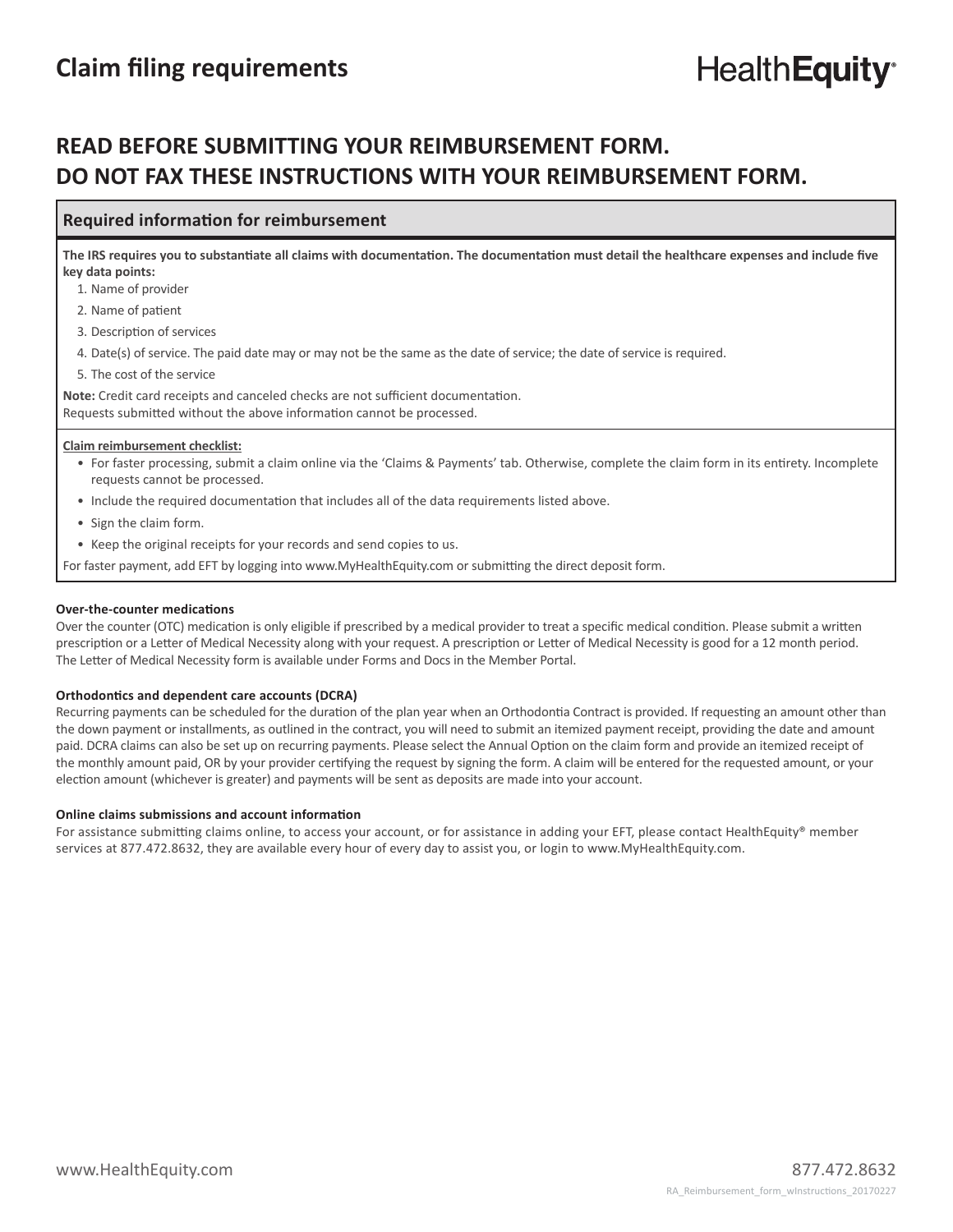# Claim filing requirements

HealthEquity®

## READ BEFORE SUBMITTING YOUR REIMBURSEMENT FORM. DO NOT FAX THESE INSTRUCTIONS WITH YOUR REIMBURSEMENT FORM.

### Required information for reimbursement

**The IRS requires you to substantiate all claims with documentation. The documentation must detail the healthcare expenses and include five key data points:**

1. Name of provider
2. Name of patient
3. Description of services
4. Date(s) of service. The paid date may or may not be the same as the date of service; the date of service is required.
5. The cost of the service

**Note:** Credit card receipts and canceled checks are not sufficient documentation.
Requests submitted without the above information cannot be processed.

**Claim reimbursement checklist:**

- For faster processing, submit a claim online via the 'Claims & Payments' tab. Otherwise, complete the claim form in its entirety. Incomplete requests cannot be processed.
- Include the required documentation that includes all of the data requirements listed above.
- Sign the claim form.
- Keep the original receipts for your records and send copies to us.

For faster payment, add EFT by logging into www.MyHealthEquity.com or submitting the direct deposit form.

**Over-the-counter medications**

Over the counter (OTC) medication is only eligible if prescribed by a medical provider to treat a specific medical condition. Please submit a written prescription or a Letter of Medical Necessity along with your request. A prescription or Letter of Medical Necessity is good for a 12 month period. The Letter of Medical Necessity form is available under Forms and Docs in the Member Portal.

**Orthodontics and dependent care accounts (DCRA)**

Recurring payments can be scheduled for the duration of the plan year when an Orthodontia Contract is provided. If requesting an amount other than the down payment or installments, as outlined in the contract, you will need to submit an itemized payment receipt, providing the date and amount paid. DCRA claims can also be set up on recurring payments. Please select the Annual Option on the claim form and provide an itemized receipt of the monthly amount paid, OR by your provider certifying the request by signing the form. A claim will be entered for the requested amount, or your election amount (whichever is greater) and payments will be sent as deposits are made into your account.

**Online claims submissions and account information**

For assistance submitting claims online, to access your account, or for assistance in adding your EFT, please contact HealthEquity® member services at 877.472.8632, they are available every hour of every day to assist you, or login to www.MyHealthEquity.com.

www.HealthEquity.com 877.472.8632

RA_Reimbursement_form_wInstructions_20170227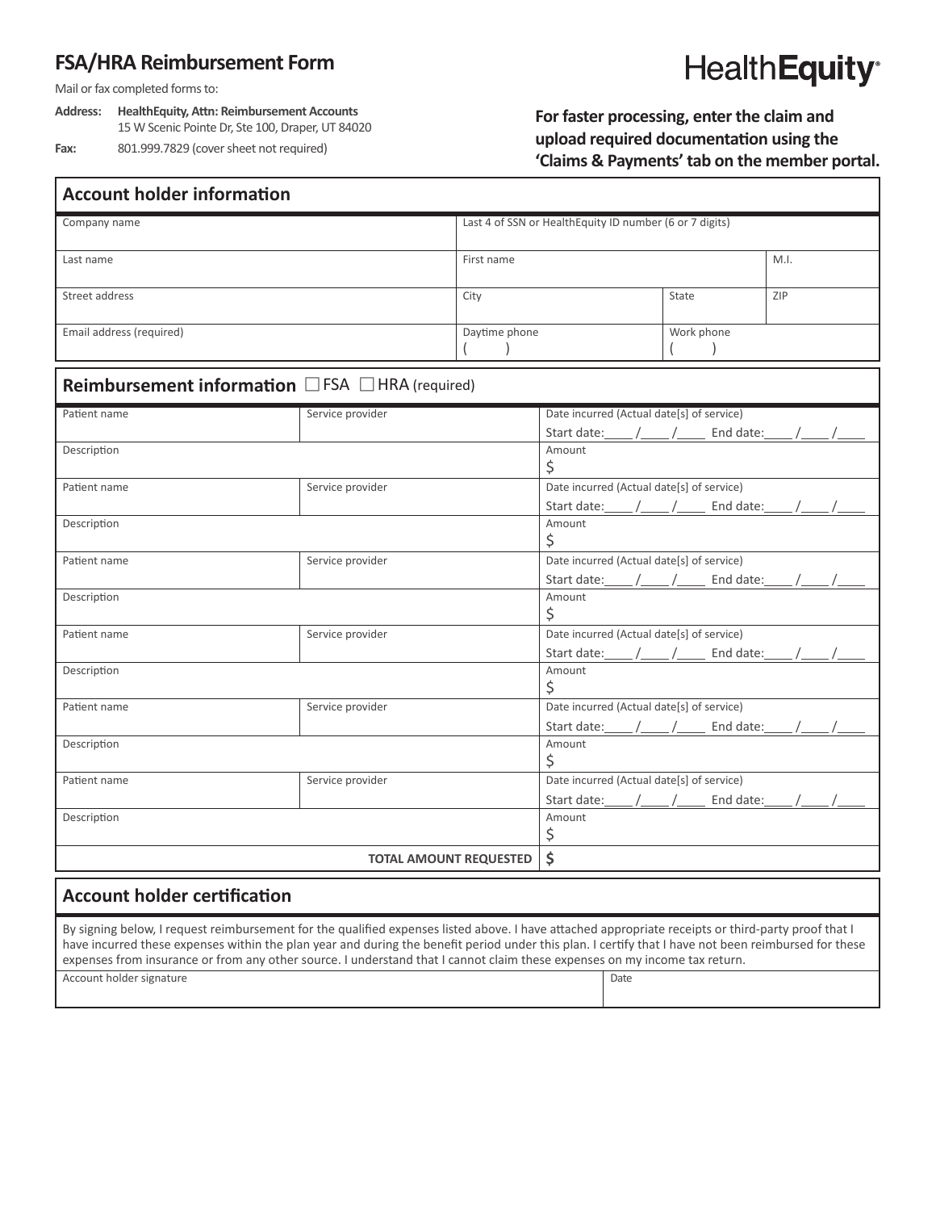# FSA/HRA Reimbursement Form

HealthEquity

Mail or fax completed forms to:

**Address:** **HealthEquity, Attn: Reimbursement Accounts**
15 W Scenic Pointe Dr, Ste 100, Draper, UT 84020

**Fax:** 801.999.7829 (cover sheet not required)

**For faster processing, enter the claim and upload required documentation using the 'Claims & Payments' tab on the member portal.**

## Account holder information

| Company name | Last 4 of SSN or HealthEquity ID number (6 or 7 digits) | | |
|---|---|---|---|
| Last name | First name | | M.I. |
| Street address | City | State | ZIP |
| Email address (required) | Daytime phone ( ) | Work phone ( ) | |

## Reimbursement information ☐ FSA ☐ HRA (required)

| Patient name | Service provider | Date incurred (Actual date[s] of service) Start date:\_\_\_\_/\_\_\_\_/\_\_\_\_ End date:\_\_\_\_/\_\_\_\_/\_\_\_\_ |
|---|---|---|
| Description | | Amount $ |
| Patient name | Service provider | Date incurred (Actual date[s] of service) Start date:\_\_\_\_/\_\_\_\_/\_\_\_\_ End date:\_\_\_\_/\_\_\_\_/\_\_\_\_ |
| Description | | Amount $ |
| Patient name | Service provider | Date incurred (Actual date[s] of service) Start date:\_\_\_\_/\_\_\_\_/\_\_\_\_ End date:\_\_\_\_/\_\_\_\_/\_\_\_\_ |
| Description | | Amount $ |
| Patient name | Service provider | Date incurred (Actual date[s] of service) Start date:\_\_\_\_/\_\_\_\_/\_\_\_\_ End date:\_\_\_\_/\_\_\_\_/\_\_\_\_ |
| Description | | Amount $ |
| Patient name | Service provider | Date incurred (Actual date[s] of service) Start date:\_\_\_\_/\_\_\_\_/\_\_\_\_ End date:\_\_\_\_/\_\_\_\_/\_\_\_\_ |
| Description | | Amount $ |
| Patient name | Service provider | Date incurred (Actual date[s] of service) Start date:\_\_\_\_/\_\_\_\_/\_\_\_\_ End date:\_\_\_\_/\_\_\_\_/\_\_\_\_ |
| Description | | Amount $ |
| | **TOTAL AMOUNT REQUESTED** | **$** |

## Account holder certification

By signing below, I request reimbursement for the qualified expenses listed above. I have attached appropriate receipts or third-party proof that I have incurred these expenses within the plan year and during the benefit period under this plan. I certify that I have not been reimbursed for these expenses from insurance or from any other source. I understand that I cannot claim these expenses on my income tax return.

| Account holder signature | Date |
|---|---|
| | |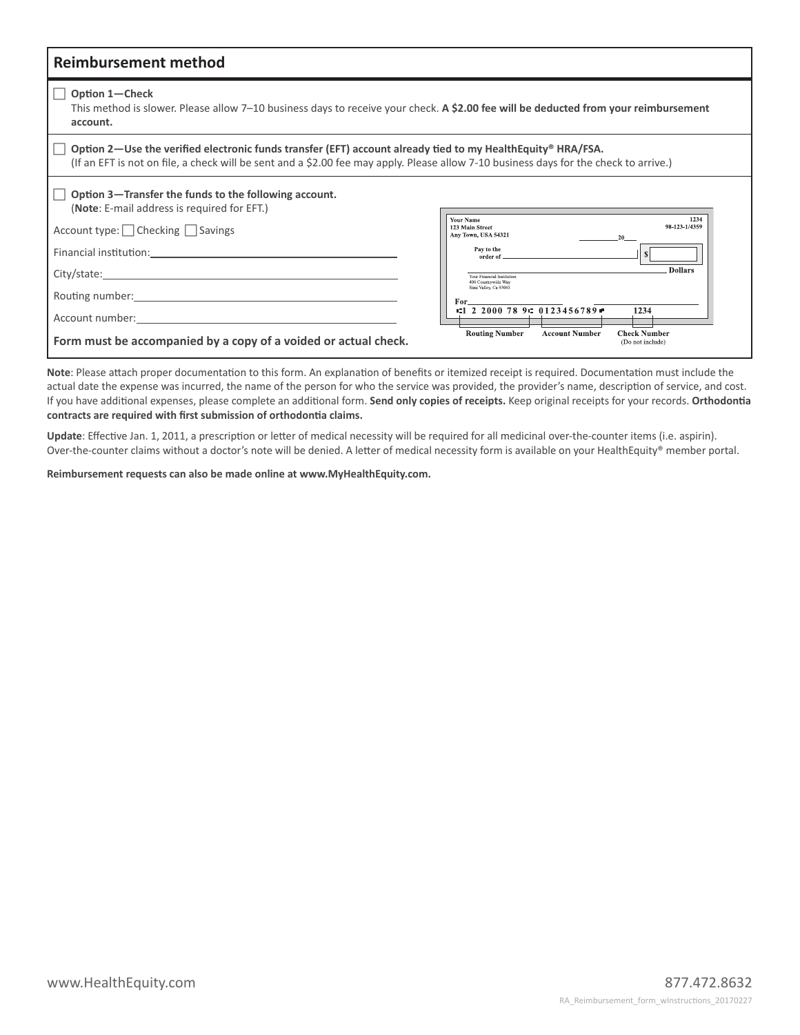## Reimbursement method

☐ **Option 1—Check**
This method is slower. Please allow 7–10 business days to receive your check. **A $2.00 fee will be deducted from your reimbursement account.**

☐ **Option 2—Use the verified electronic funds transfer (EFT) account already tied to my HealthEquity® HRA/FSA.**
(If an EFT is not on file, a check will be sent and a $2.00 fee may apply. Please allow 7-10 business days for the check to arrive.)

☐ **Option 3—Transfer the funds to the following account.**
(**Note**: E-mail address is required for EFT.)

Account type: ☐ Checking ☐ Savings

Financial institution: ______________________________

City/state: ______________________________

Routing number: ______________________________

Account number: ______________________________

**Form must be accompanied by a copy of a voided or actual check.**

Your Name
123 Main Street
Any Town, USA 54321

1234
98-123-1/4359

20____

Pay to the order of ______________________ $

______________________ Dollars

Your Financial Institution
400 Countrywide Way
Simi Valley, Ca 93065

For ______________________

⑆1 2 2000 78 9⑆ 0123456789⑈ 1234

Routing Number

Account Number

Check Number
(Do not include)

**Note**: Please attach proper documentation to this form. An explanation of benefits or itemized receipt is required. Documentation must include the actual date the expense was incurred, the name of the person for who the service was provided, the provider's name, description of service, and cost. If you have additional expenses, please complete an additional form. **Send only copies of receipts.** Keep original receipts for your records. **Orthodontia contracts are required with first submission of orthodontia claims.**

**Update**: Effective Jan. 1, 2011, a prescription or letter of medical necessity will be required for all medicinal over-the-counter items (i.e. aspirin). Over-the-counter claims without a doctor's note will be denied. A letter of medical necessity form is available on your HealthEquity® member portal.

**Reimbursement requests can also be made online at www.MyHealthEquity.com.**

www.HealthEquity.com

877.472.8632

RA_Reimbursement_form_wInstructions_20170227